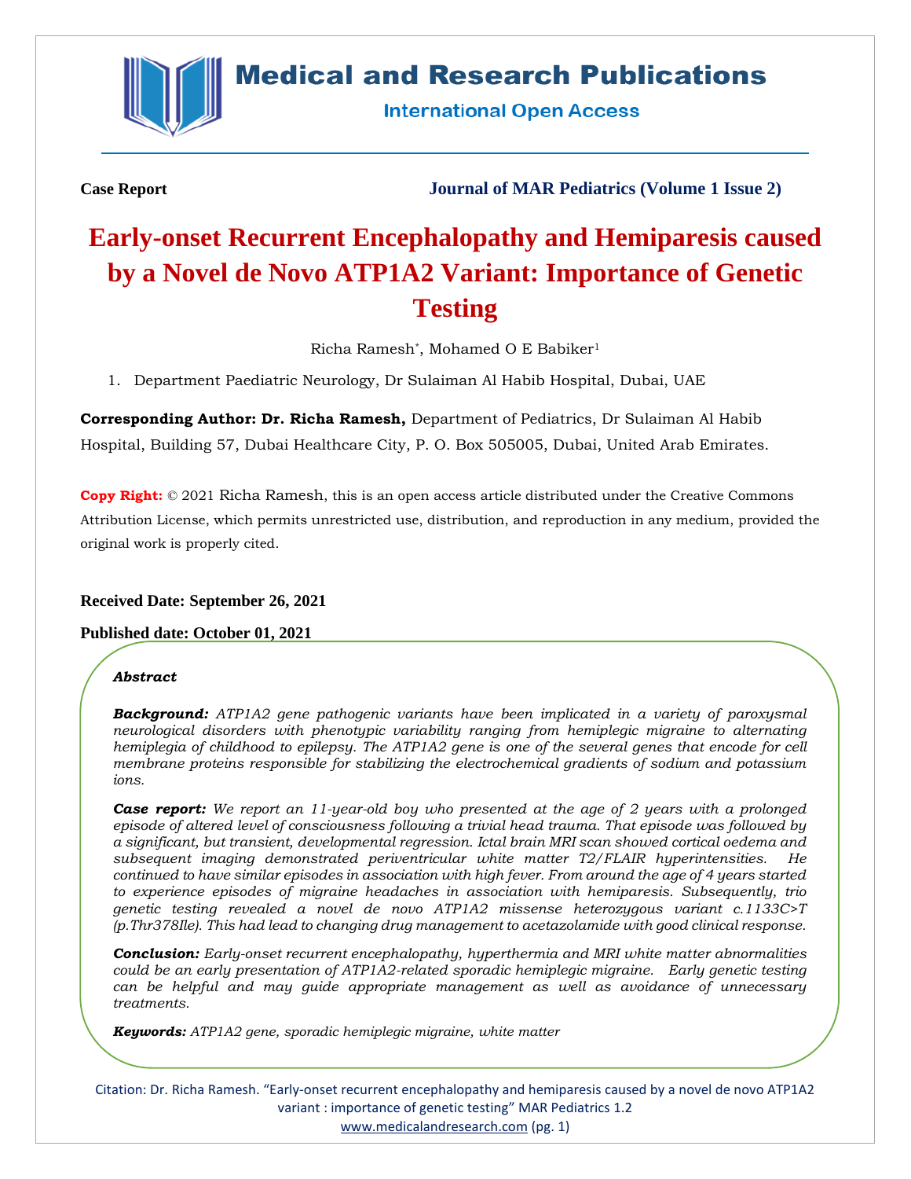**Case Report** **Journal of MAR Pediatrics (Volume 1 Issue 2)**

# Early-onset Recurrent Encephalopathy and Hemiparesis caused by a Novel de Novo ATP1A2 Variant: Importance of Genetic Testing

Richa Ramesh*, Mohamed O E Babiker[1]

1. Department Paediatric Neurology, Dr Sulaiman Al Habib Hospital, Dubai, UAE

**Corresponding Author: Dr. Richa Ramesh,** Department of Pediatrics, Dr Sulaiman Al Habib Hospital, Building 57, Dubai Healthcare City, P. O. Box 505005, Dubai, United Arab Emirates.

**Copy Right:** © 2021 Richa Ramesh, this is an open access article distributed under the Creative Commons Attribution License, which permits unrestricted use, distribution, and reproduction in any medium, provided the original work is properly cited.

**Received Date: September 26, 2021**

**Published date: October 01, 2021**

***Abstract***

***Background:*** *ATP1A2 gene pathogenic variants have been implicated in a variety of paroxysmal neurological disorders with phenotypic variability ranging from hemiplegic migraine to alternating hemiplegia of childhood to epilepsy. The ATP1A2 gene is one of the several genes that encode for cell membrane proteins responsible for stabilizing the electrochemical gradients of sodium and potassium ions.*

***Case report:*** *We report an 11-year-old boy who presented at the age of 2 years with a prolonged episode of altered level of consciousness following a trivial head trauma. That episode was followed by a significant, but transient, developmental regression. Ictal brain MRI scan showed cortical oedema and subsequent imaging demonstrated periventricular white matter T2/FLAIR hyperintensities. He continued to have similar episodes in association with high fever. From around the age of 4 years started to experience episodes of migraine headaches in association with hemiparesis. Subsequently, trio genetic testing revealed a novel de novo ATP1A2 missense heterozygous variant c.1133C>T (p.Thr378Ile). This had lead to changing drug management to acetazolamide with good clinical response.*

***Conclusion:*** *Early-onset recurrent encephalopathy, hyperthermia and MRI white matter abnormalities could be an early presentation of ATP1A2-related sporadic hemiplegic migraine. Early genetic testing can be helpful and may guide appropriate management as well as avoidance of unnecessary treatments.*

***Keywords:*** *ATP1A2 gene, sporadic hemiplegic migraine, white matter*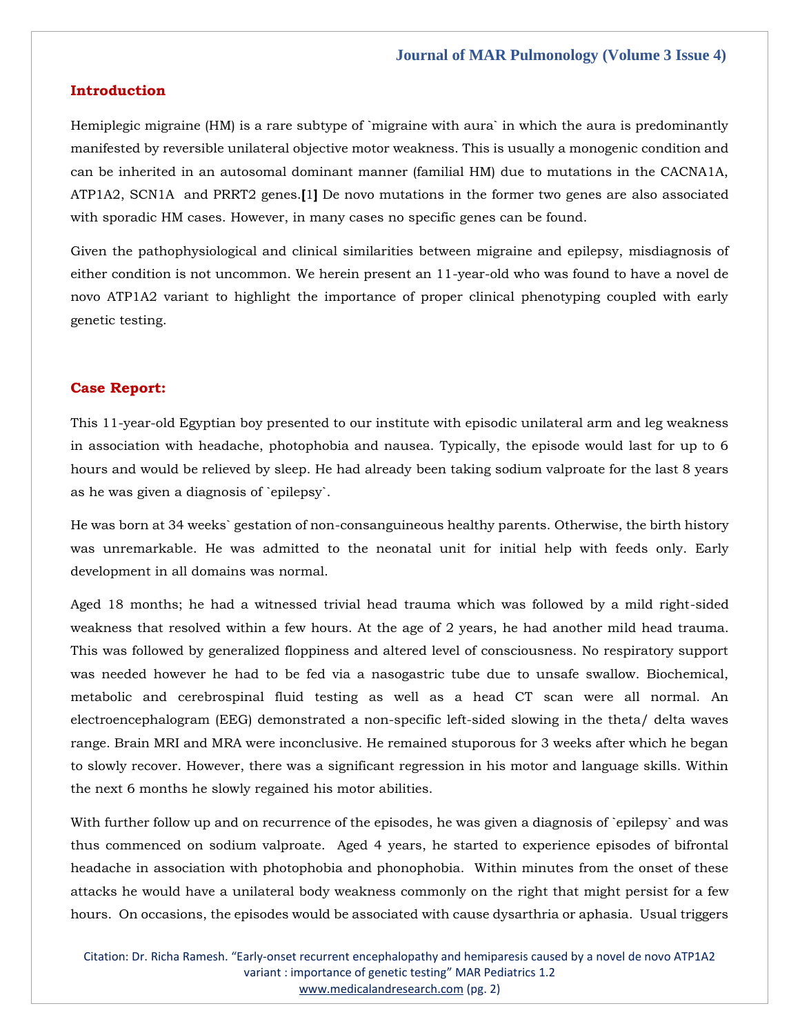## Introduction

Hemiplegic migraine (HM) is a rare subtype of `migraine with aura` in which the aura is predominantly manifested by reversible unilateral objective motor weakness. This is usually a monogenic condition and can be inherited in an autosomal dominant manner (familial HM) due to mutations in the CACNA1A, ATP1A2, SCN1A and PRRT2 genes.[1] De novo mutations in the former two genes are also associated with sporadic HM cases. However, in many cases no specific genes can be found.

Given the pathophysiological and clinical similarities between migraine and epilepsy, misdiagnosis of either condition is not uncommon. We herein present an 11-year-old who was found to have a novel de novo ATP1A2 variant to highlight the importance of proper clinical phenotyping coupled with early genetic testing.

## Case Report:

This 11-year-old Egyptian boy presented to our institute with episodic unilateral arm and leg weakness in association with headache, photophobia and nausea. Typically, the episode would last for up to 6 hours and would be relieved by sleep. He had already been taking sodium valproate for the last 8 years as he was given a diagnosis of `epilepsy`.

He was born at 34 weeks` gestation of non-consanguineous healthy parents. Otherwise, the birth history was unremarkable. He was admitted to the neonatal unit for initial help with feeds only. Early development in all domains was normal.

Aged 18 months; he had a witnessed trivial head trauma which was followed by a mild right-sided weakness that resolved within a few hours. At the age of 2 years, he had another mild head trauma. This was followed by generalized floppiness and altered level of consciousness. No respiratory support was needed however he had to be fed via a nasogastric tube due to unsafe swallow. Biochemical, metabolic and cerebrospinal fluid testing as well as a head CT scan were all normal. An electroencephalogram (EEG) demonstrated a non-specific left-sided slowing in the theta/ delta waves range. Brain MRI and MRA were inconclusive. He remained stuporous for 3 weeks after which he began to slowly recover. However, there was a significant regression in his motor and language skills. Within the next 6 months he slowly regained his motor abilities.

With further follow up and on recurrence of the episodes, he was given a diagnosis of `epilepsy` and was thus commenced on sodium valproate. Aged 4 years, he started to experience episodes of bifrontal headache in association with photophobia and phonophobia. Within minutes from the onset of these attacks he would have a unilateral body weakness commonly on the right that might persist for a few hours. On occasions, the episodes would be associated with cause dysarthria or aphasia. Usual triggers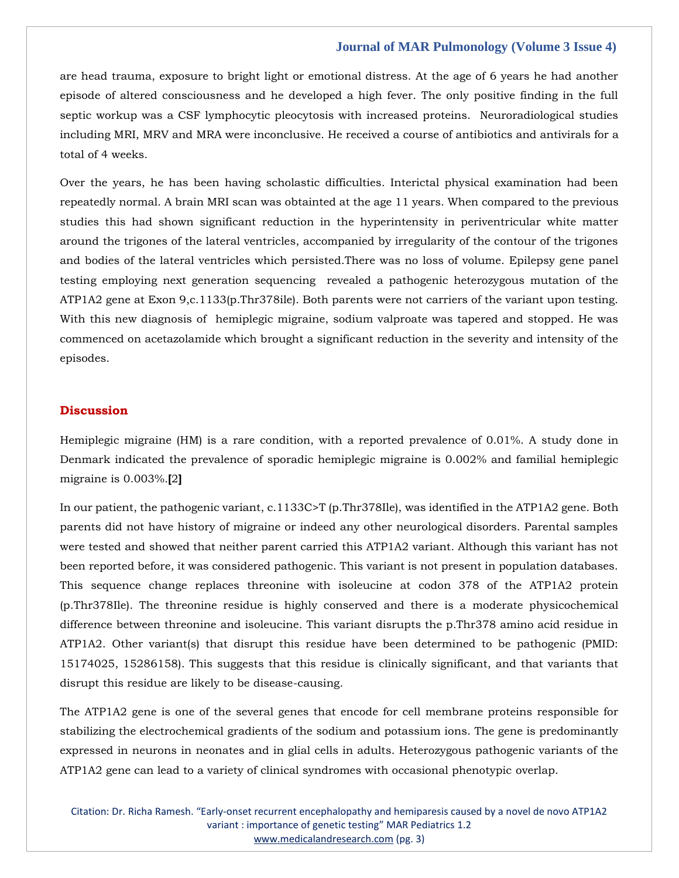are head trauma, exposure to bright light or emotional distress. At the age of 6 years he had another episode of altered consciousness and he developed a high fever. The only positive finding in the full septic workup was a CSF lymphocytic pleocytosis with increased proteins. Neuroradiological studies including MRI, MRV and MRA were inconclusive. He received a course of antibiotics and antivirals for a total of 4 weeks.

Over the years, he has been having scholastic difficulties. Interictal physical examination had been repeatedly normal. A brain MRI scan was obtainted at the age 11 years. When compared to the previous studies this had shown significant reduction in the hyperintensity in periventricular white matter around the trigones of the lateral ventricles, accompanied by irregularity of the contour of the trigones and bodies of the lateral ventricles which persisted.There was no loss of volume. Epilepsy gene panel testing employing next generation sequencing revealed a pathogenic heterozygous mutation of the ATP1A2 gene at Exon 9,c.1133(p.Thr378ile). Both parents were not carriers of the variant upon testing. With this new diagnosis of hemiplegic migraine, sodium valproate was tapered and stopped. He was commenced on acetazolamide which brought a significant reduction in the severity and intensity of the episodes.

## Discussion

Hemiplegic migraine (HM) is a rare condition, with a reported prevalence of 0.01%. A study done in Denmark indicated the prevalence of sporadic hemiplegic migraine is 0.002% and familial hemiplegic migraine is 0.003%.[2]

In our patient, the pathogenic variant, c.1133C>T (p.Thr378Ile), was identified in the ATP1A2 gene. Both parents did not have history of migraine or indeed any other neurological disorders. Parental samples were tested and showed that neither parent carried this ATP1A2 variant. Although this variant has not been reported before, it was considered pathogenic. This variant is not present in population databases. This sequence change replaces threonine with isoleucine at codon 378 of the ATP1A2 protein (p.Thr378Ile). The threonine residue is highly conserved and there is a moderate physicochemical difference between threonine and isoleucine. This variant disrupts the p.Thr378 amino acid residue in ATP1A2. Other variant(s) that disrupt this residue have been determined to be pathogenic (PMID: 15174025, 15286158). This suggests that this residue is clinically significant, and that variants that disrupt this residue are likely to be disease-causing.

The ATP1A2 gene is one of the several genes that encode for cell membrane proteins responsible for stabilizing the electrochemical gradients of the sodium and potassium ions. The gene is predominantly expressed in neurons in neonates and in glial cells in adults. Heterozygous pathogenic variants of the ATP1A2 gene can lead to a variety of clinical syndromes with occasional phenotypic overlap.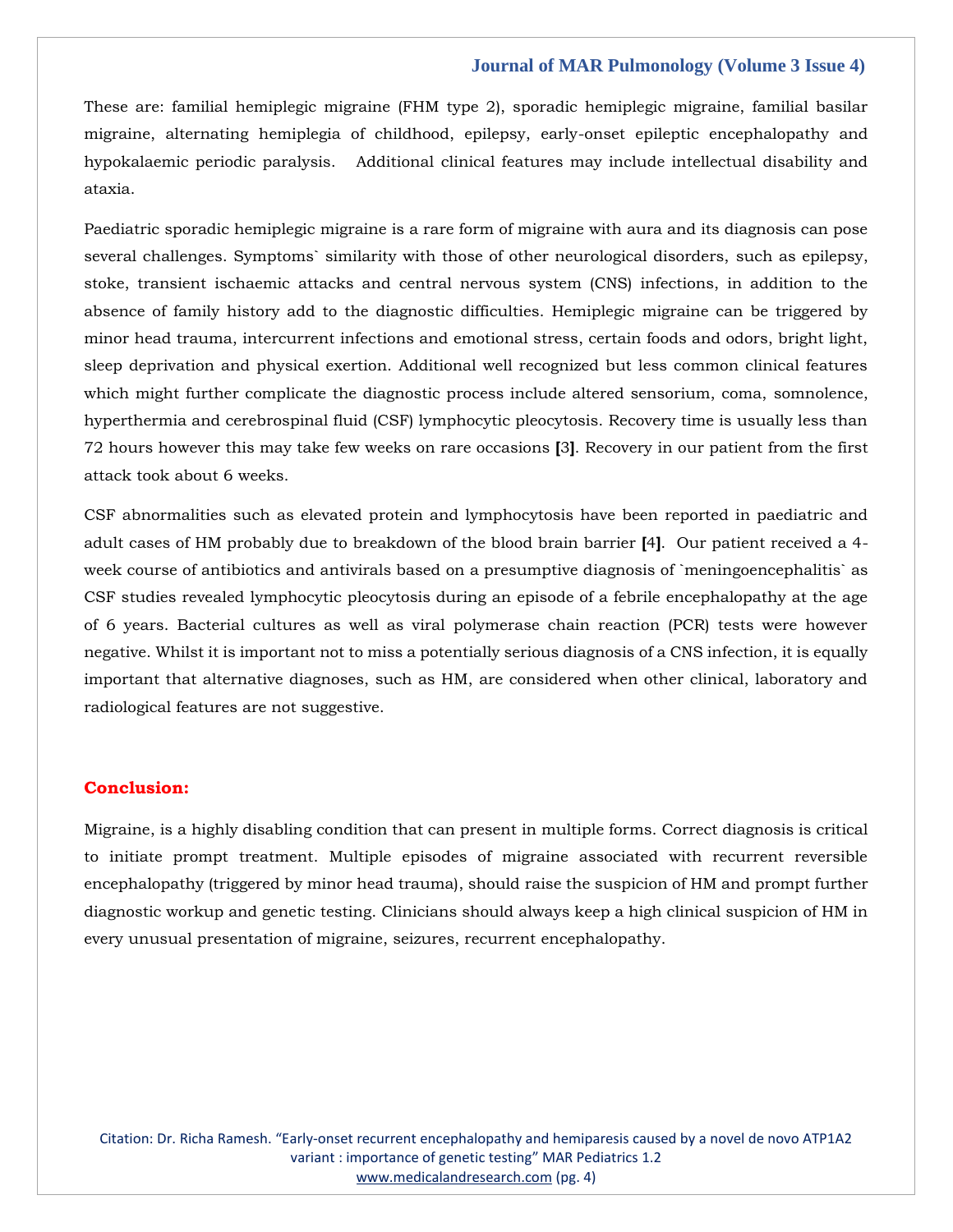These are: familial hemiplegic migraine (FHM type 2), sporadic hemiplegic migraine, familial basilar migraine, alternating hemiplegia of childhood, epilepsy, early-onset epileptic encephalopathy and hypokalaemic periodic paralysis. Additional clinical features may include intellectual disability and ataxia.

Paediatric sporadic hemiplegic migraine is a rare form of migraine with aura and its diagnosis can pose several challenges. Symptoms` similarity with those of other neurological disorders, such as epilepsy, stoke, transient ischaemic attacks and central nervous system (CNS) infections, in addition to the absence of family history add to the diagnostic difficulties. Hemiplegic migraine can be triggered by minor head trauma, intercurrent infections and emotional stress, certain foods and odors, bright light, sleep deprivation and physical exertion. Additional well recognized but less common clinical features which might further complicate the diagnostic process include altered sensorium, coma, somnolence, hyperthermia and cerebrospinal fluid (CSF) lymphocytic pleocytosis. Recovery time is usually less than 72 hours however this may take few weeks on rare occasions [3]. Recovery in our patient from the first attack took about 6 weeks.

CSF abnormalities such as elevated protein and lymphocytosis have been reported in paediatric and adult cases of HM probably due to breakdown of the blood brain barrier [4]. Our patient received a 4-week course of antibiotics and antivirals based on a presumptive diagnosis of `meningoencephalitis` as CSF studies revealed lymphocytic pleocytosis during an episode of a febrile encephalopathy at the age of 6 years. Bacterial cultures as well as viral polymerase chain reaction (PCR) tests were however negative. Whilst it is important not to miss a potentially serious diagnosis of a CNS infection, it is equally important that alternative diagnoses, such as HM, are considered when other clinical, laboratory and radiological features are not suggestive.

## Conclusion:

Migraine, is a highly disabling condition that can present in multiple forms. Correct diagnosis is critical to initiate prompt treatment. Multiple episodes of migraine associated with recurrent reversible encephalopathy (triggered by minor head trauma), should raise the suspicion of HM and prompt further diagnostic workup and genetic testing. Clinicians should always keep a high clinical suspicion of HM in every unusual presentation of migraine, seizures, recurrent encephalopathy.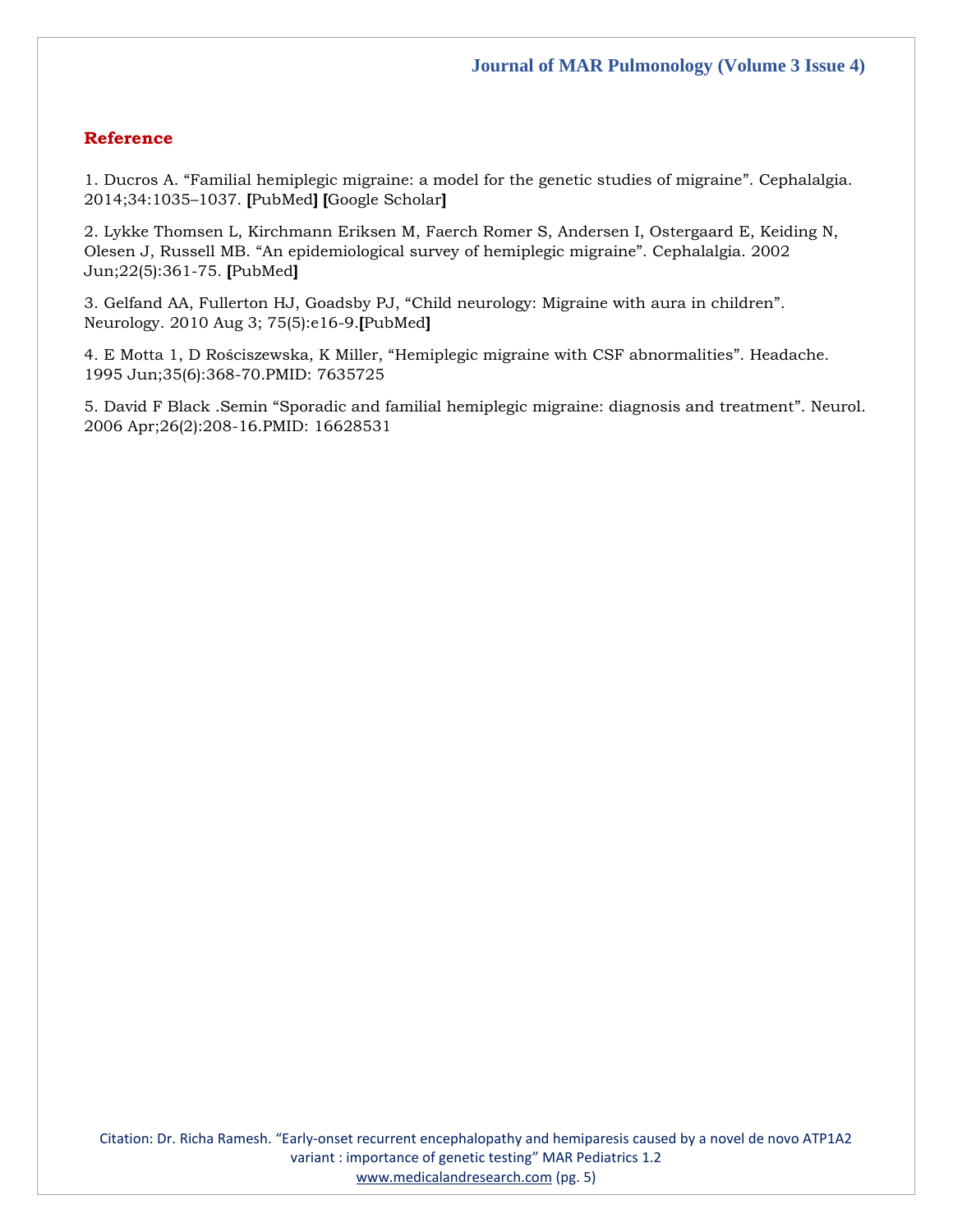## Reference

1. Ducros A. "Familial hemiplegic migraine: a model for the genetic studies of migraine". Cephalalgia. 2014;34:1035–1037. [PubMed] [Google Scholar]

2. Lykke Thomsen L, Kirchmann Eriksen M, Faerch Romer S, Andersen I, Ostergaard E, Keiding N, Olesen J, Russell MB. "An epidemiological survey of hemiplegic migraine". Cephalalgia. 2002 Jun;22(5):361-75. [PubMed]

3. Gelfand AA, Fullerton HJ, Goadsby PJ, "Child neurology: Migraine with aura in children". Neurology. 2010 Aug 3; 75(5):e16-9.[PubMed]

4. E Motta 1, D Rościszewska, K Miller, "Hemiplegic migraine with CSF abnormalities". Headache. 1995 Jun;35(6):368-70.PMID: 7635725

5. David F Black .Semin "Sporadic and familial hemiplegic migraine: diagnosis and treatment". Neurol. 2006 Apr;26(2):208-16.PMID: 16628531